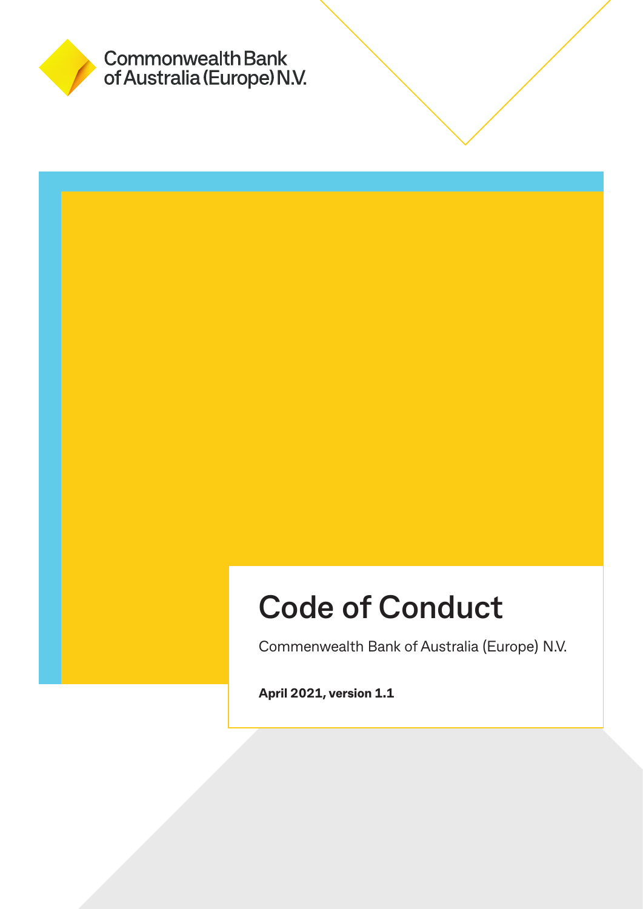Commonwealth Bank of Australia (Europe) N.V.

# Code of Conduct

Commenwealth Bank of Australia (Europe) N.V.

**April 2021, version 1.1**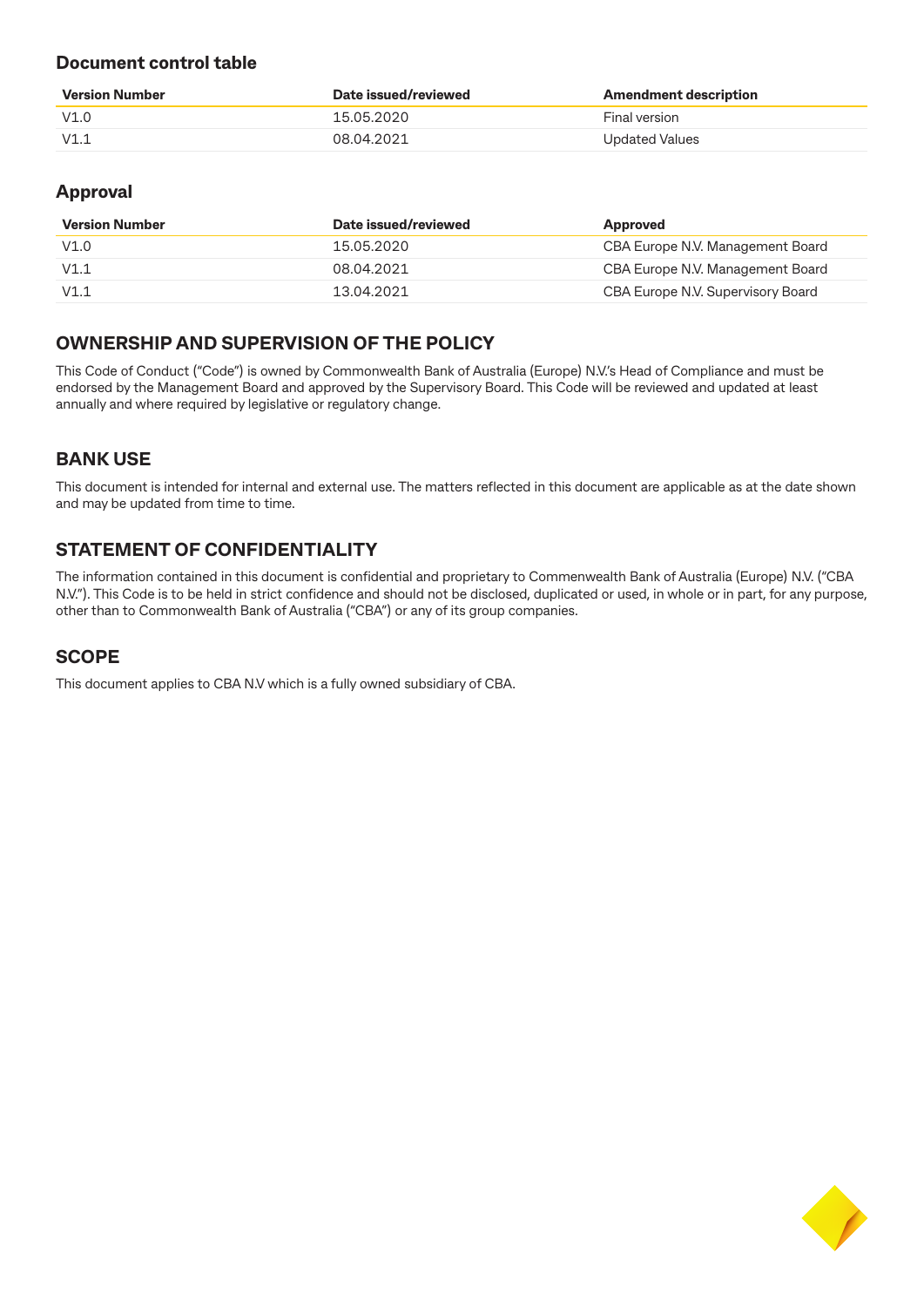### Document control table

| Version Number | Date issued/reviewed | Amendment description |
|---|---|---|
| V1.0 | 15.05.2020 | Final version |
| V1.1 | 08.04.2021 | Updated Values |

### Approval

| Version Number | Date issued/reviewed | Approved |
|---|---|---|
| V1.0 | 15.05.2020 | CBA Europe N.V. Management Board |
| V1.1 | 08.04.2021 | CBA Europe N.V. Management Board |
| V1.1 | 13.04.2021 | CBA Europe N.V. Supervisory Board |

## OWNERSHIP AND SUPERVISION OF THE POLICY

This Code of Conduct ("Code") is owned by Commonwealth Bank of Australia (Europe) N.V.'s Head of Compliance and must be endorsed by the Management Board and approved by the Supervisory Board. This Code will be reviewed and updated at least annually and where required by legislative or regulatory change.

## BANK USE

This document is intended for internal and external use. The matters reflected in this document are applicable as at the date shown and may be updated from time to time.

## STATEMENT OF CONFIDENTIALITY

The information contained in this document is confidential and proprietary to Commenwealth Bank of Australia (Europe) N.V. ("CBA N.V."). This Code is to be held in strict confidence and should not be disclosed, duplicated or used, in whole or in part, for any purpose, other than to Commonwealth Bank of Australia ("CBA") or any of its group companies.

## SCOPE

This document applies to CBA N.V which is a fully owned subsidiary of CBA.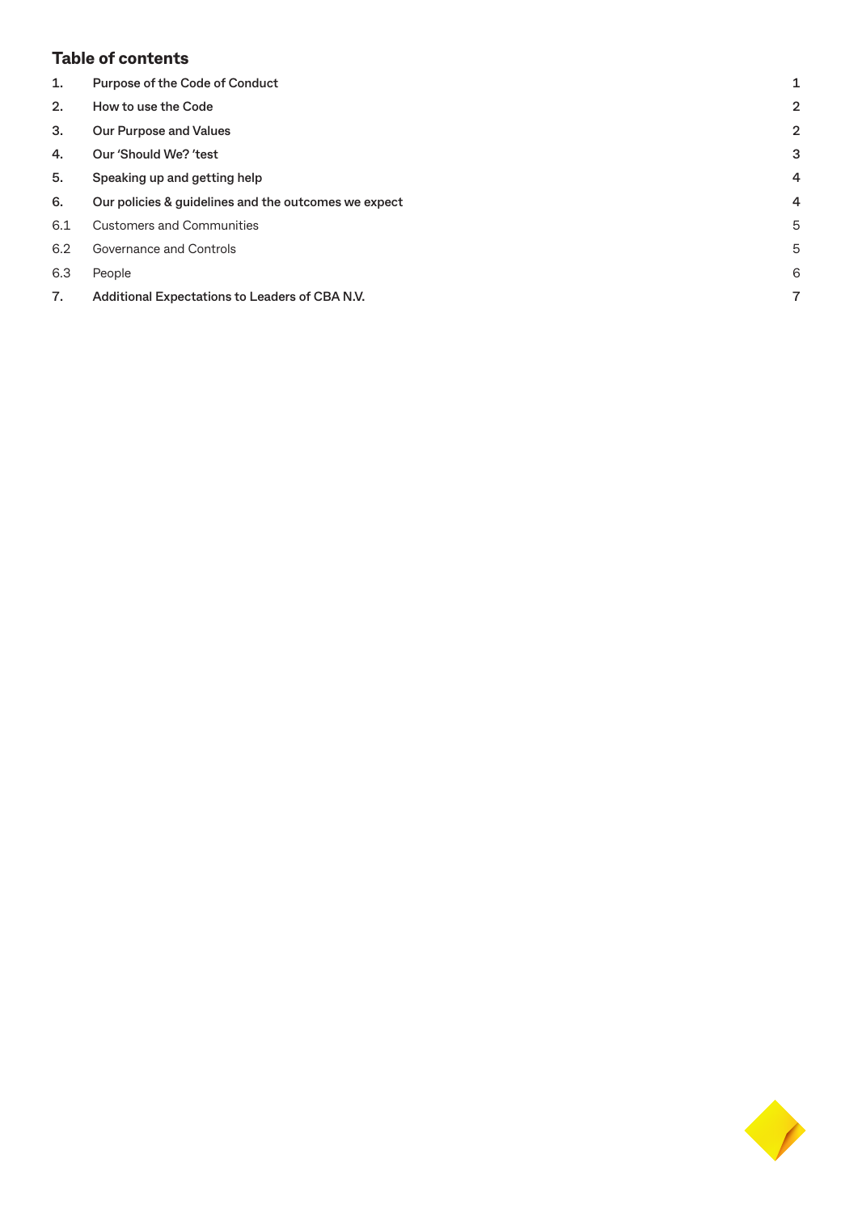## Table of contents

| | | |
|---|---|---|
| **1.** | **Purpose of the Code of Conduct** | **1** |
| **2.** | **How to use the Code** | **2** |
| **3.** | **Our Purpose and Values** | **2** |
| **4.** | **Our 'Should We? 'test** | **3** |
| **5.** | **Speaking up and getting help** | **4** |
| **6.** | **Our policies & guidelines and the outcomes we expect** | **4** |
| 6.1 | Customers and Communities | 5 |
| 6.2 | Governance and Controls | 5 |
| 6.3 | People | 6 |
| **7.** | **Additional Expectations to Leaders of CBA N.V.** | **7** |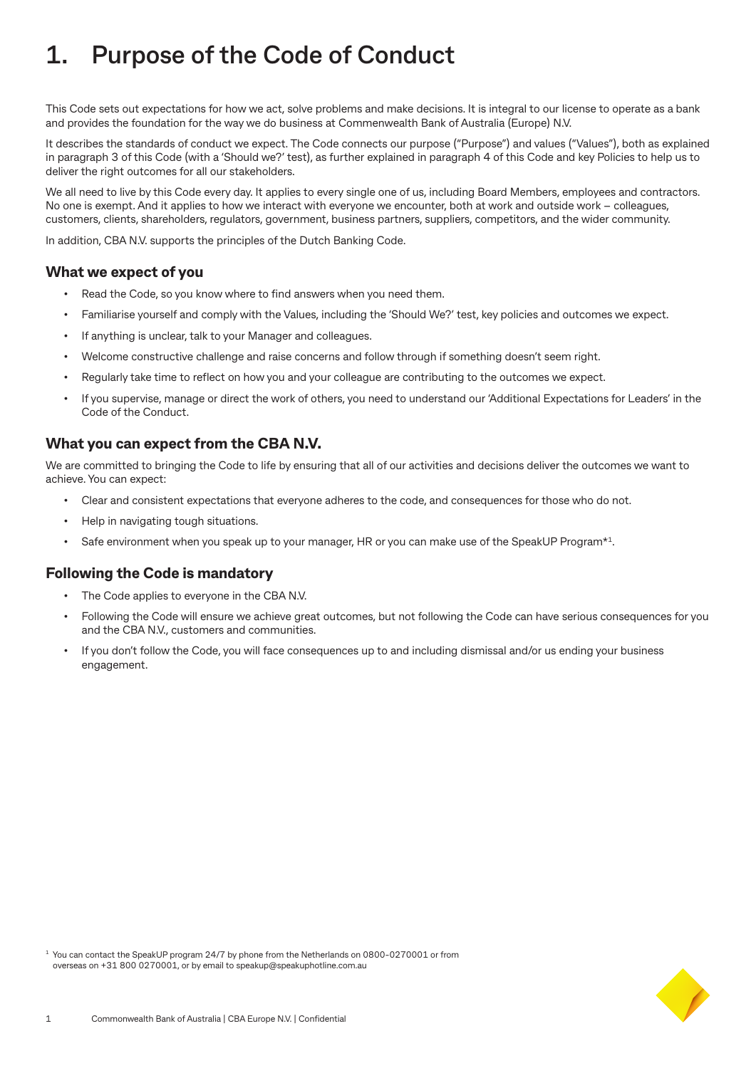# 1. Purpose of the Code of Conduct

This Code sets out expectations for how we act, solve problems and make decisions. It is integral to our license to operate as a bank and provides the foundation for the way we do business at Commenwealth Bank of Australia (Europe) N.V.

It describes the standards of conduct we expect. The Code connects our purpose ("Purpose") and values ("Values"), both as explained in paragraph 3 of this Code (with a 'Should we?' test), as further explained in paragraph 4 of this Code and key Policies to help us to deliver the right outcomes for all our stakeholders.

We all need to live by this Code every day. It applies to every single one of us, including Board Members, employees and contractors. No one is exempt. And it applies to how we interact with everyone we encounter, both at work and outside work – colleagues, customers, clients, shareholders, regulators, government, business partners, suppliers, competitors, and the wider community.

In addition, CBA N.V. supports the principles of the Dutch Banking Code.

### What we expect of you

- Read the Code, so you know where to find answers when you need them.
- Familiarise yourself and comply with the Values, including the 'Should We?' test, key policies and outcomes we expect.
- If anything is unclear, talk to your Manager and colleagues.
- Welcome constructive challenge and raise concerns and follow through if something doesn't seem right.
- Regularly take time to reflect on how you and your colleague are contributing to the outcomes we expect.
- If you supervise, manage or direct the work of others, you need to understand our 'Additional Expectations for Leaders' in the Code of the Conduct.

### What you can expect from the CBA N.V.

We are committed to bringing the Code to life by ensuring that all of our activities and decisions deliver the outcomes we want to achieve. You can expect:

- Clear and consistent expectations that everyone adheres to the code, and consequences for those who do not.
- Help in navigating tough situations.
- Safe environment when you speak up to your manager, HR or you can make use of the SpeakUP Program*[1].

### Following the Code is mandatory

- The Code applies to everyone in the CBA N.V.
- Following the Code will ensure we achieve great outcomes, but not following the Code can have serious consequences for you and the CBA N.V., customers and communities.
- If you don't follow the Code, you will face consequences up to and including dismissal and/or us ending your business engagement.

[1] You can contact the SpeakUP program 24/7 by phone from the Netherlands on 0800-0270001 or from overseas on +31 800 0270001, or by email to speakup@speakuphotline.com.au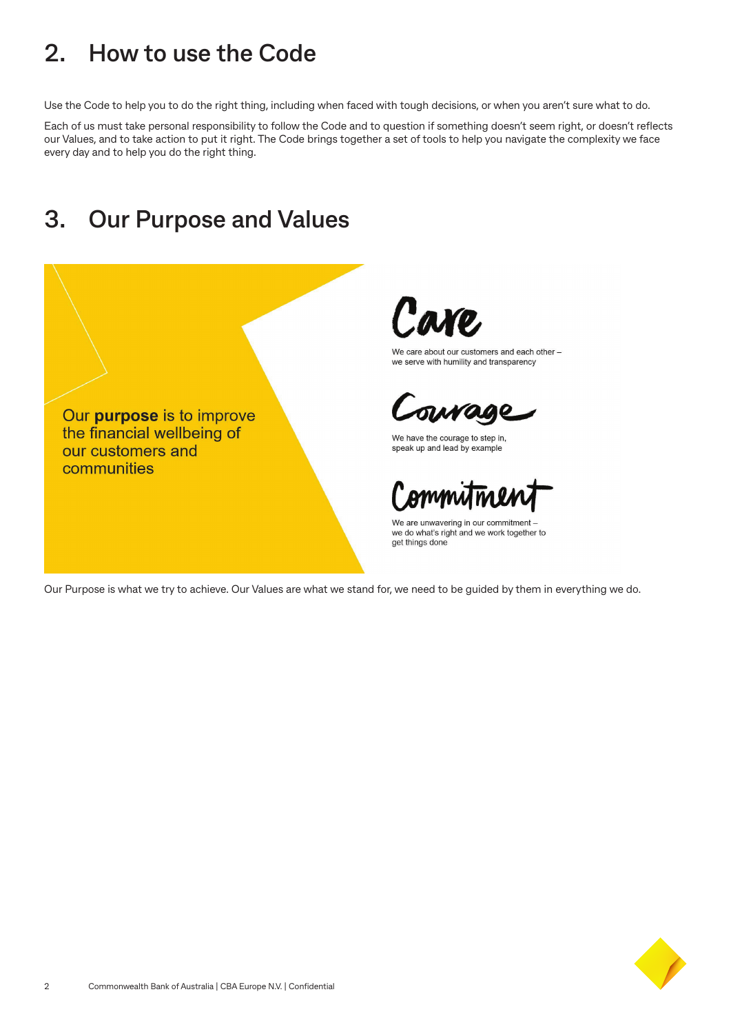## 2. How to use the Code

Use the Code to help you to do the right thing, including when faced with tough decisions, or when you aren't sure what to do.

Each of us must take personal responsibility to follow the Code and to question if something doesn't seem right, or doesn't reflects our Values, and to take action to put it right. The Code brings together a set of tools to help you navigate the complexity we face every day and to help you do the right thing.

## 3. Our Purpose and Values

Our **purpose** is to improve the financial wellbeing of our customers and communities

**Care**

We care about our customers and each other – we serve with humility and transparency

**Courage**

We have the courage to step in, speak up and lead by example

**Commitment**

We are unwavering in our commitment – we do what's right and we work together to get things done

Our Purpose is what we try to achieve. Our Values are what we stand for, we need to be guided by them in everything we do.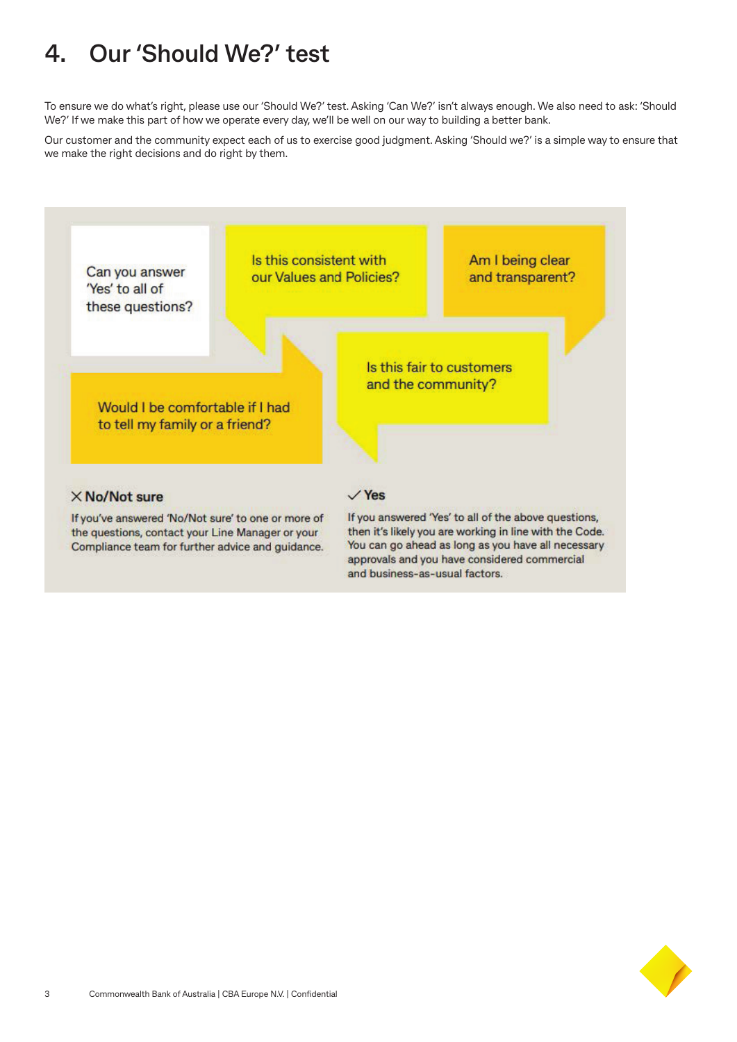# 4. Our 'Should We?' test

To ensure we do what's right, please use our 'Should We?' test. Asking 'Can We?' isn't always enough. We also need to ask: 'Should We?' If we make this part of how we operate every day, we'll be well on our way to building a better bank.

Our customer and the community expect each of us to exercise good judgment. Asking 'Should we?' is a simple way to ensure that we make the right decisions and do right by them.

Can you answer 'Yes' to all of these questions?

- Is this consistent with our Values and Policies?
- Am I being clear and transparent?
- Is this fair to customers and the community?
- Would I be comfortable if I had to tell my family or a friend?

**✕ No/Not sure**

If you've answered 'No/Not sure' to one or more of the questions, contact your Line Manager or your Compliance team for further advice and guidance.

**✓ Yes**

If you answered 'Yes' to all of the above questions, then it's likely you are working in line with the Code. You can go ahead as long as you have all necessary approvals and you have considered commercial and business-as-usual factors.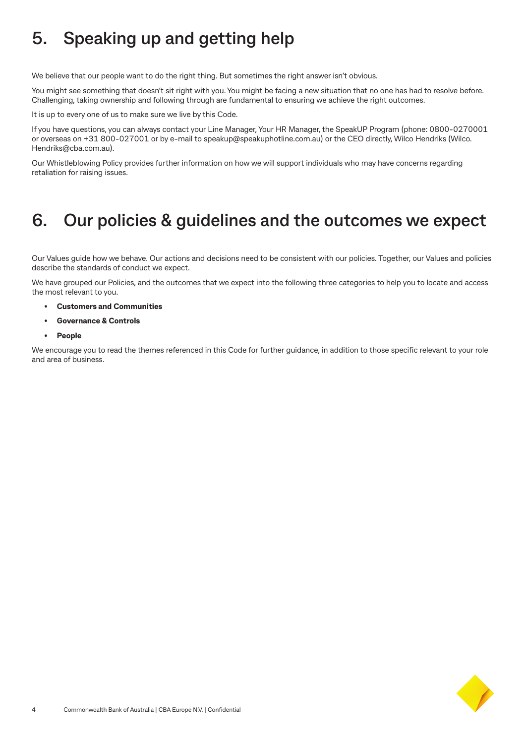# 5. Speaking up and getting help

We believe that our people want to do the right thing. But sometimes the right answer isn't obvious.

You might see something that doesn't sit right with you. You might be facing a new situation that no one has had to resolve before. Challenging, taking ownership and following through are fundamental to ensuring we achieve the right outcomes.

It is up to every one of us to make sure we live by this Code.

If you have questions, you can always contact your Line Manager, Your HR Manager, the SpeakUP Program (phone: 0800-0270001 or overseas on +31 800-027001 or by e-mail to speakup@speakuphotline.com.au) or the CEO directly, Wilco Hendriks (Wilco.Hendriks@cba.com.au).

Our Whistleblowing Policy provides further information on how we will support individuals who may have concerns regarding retaliation for raising issues.

# 6. Our policies & guidelines and the outcomes we expect

Our Values guide how we behave. Our actions and decisions need to be consistent with our policies. Together, our Values and policies describe the standards of conduct we expect.

We have grouped our Policies, and the outcomes that we expect into the following three categories to help you to locate and access the most relevant to you.

- **Customers and Communities**
- **Governance & Controls**
- **People**

We encourage you to read the themes referenced in this Code for further guidance, in addition to those specific relevant to your role and area of business.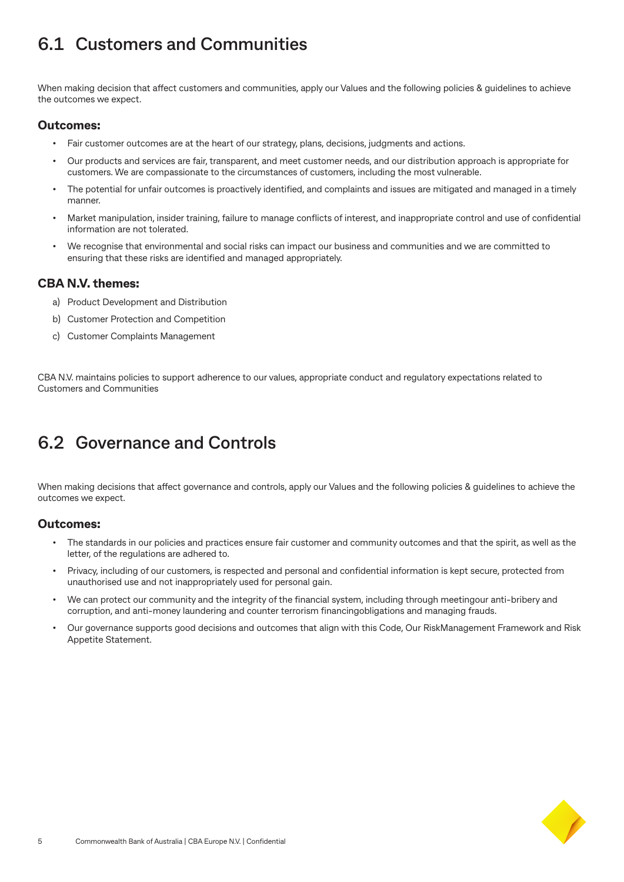## 6.1 Customers and Communities

When making decision that affect customers and communities, apply our Values and the following policies & guidelines to achieve the outcomes we expect.

### Outcomes:

- Fair customer outcomes are at the heart of our strategy, plans, decisions, judgments and actions.
- Our products and services are fair, transparent, and meet customer needs, and our distribution approach is appropriate for customers. We are compassionate to the circumstances of customers, including the most vulnerable.
- The potential for unfair outcomes is proactively identified, and complaints and issues are mitigated and managed in a timely manner.
- Market manipulation, insider training, failure to manage conflicts of interest, and inappropriate control and use of confidential information are not tolerated.
- We recognise that environmental and social risks can impact our business and communities and we are committed to ensuring that these risks are identified and managed appropriately.

### CBA N.V. themes:

a) Product Development and Distribution
b) Customer Protection and Competition
c) Customer Complaints Management

CBA N.V. maintains policies to support adherence to our values, appropriate conduct and regulatory expectations related to Customers and Communities

## 6.2 Governance and Controls

When making decisions that affect governance and controls, apply our Values and the following policies & guidelines to achieve the outcomes we expect.

### Outcomes:

- The standards in our policies and practices ensure fair customer and community outcomes and that the spirit, as well as the letter, of the regulations are adhered to.
- Privacy, including of our customers, is respected and personal and confidential information is kept secure, protected from unauthorised use and not inappropriately used for personal gain.
- We can protect our community and the integrity of the financial system, including through meetingour anti-bribery and corruption, and anti-money laundering and counter terrorism financingobligations and managing frauds.
- Our governance supports good decisions and outcomes that align with this Code, Our RiskManagement Framework and Risk Appetite Statement.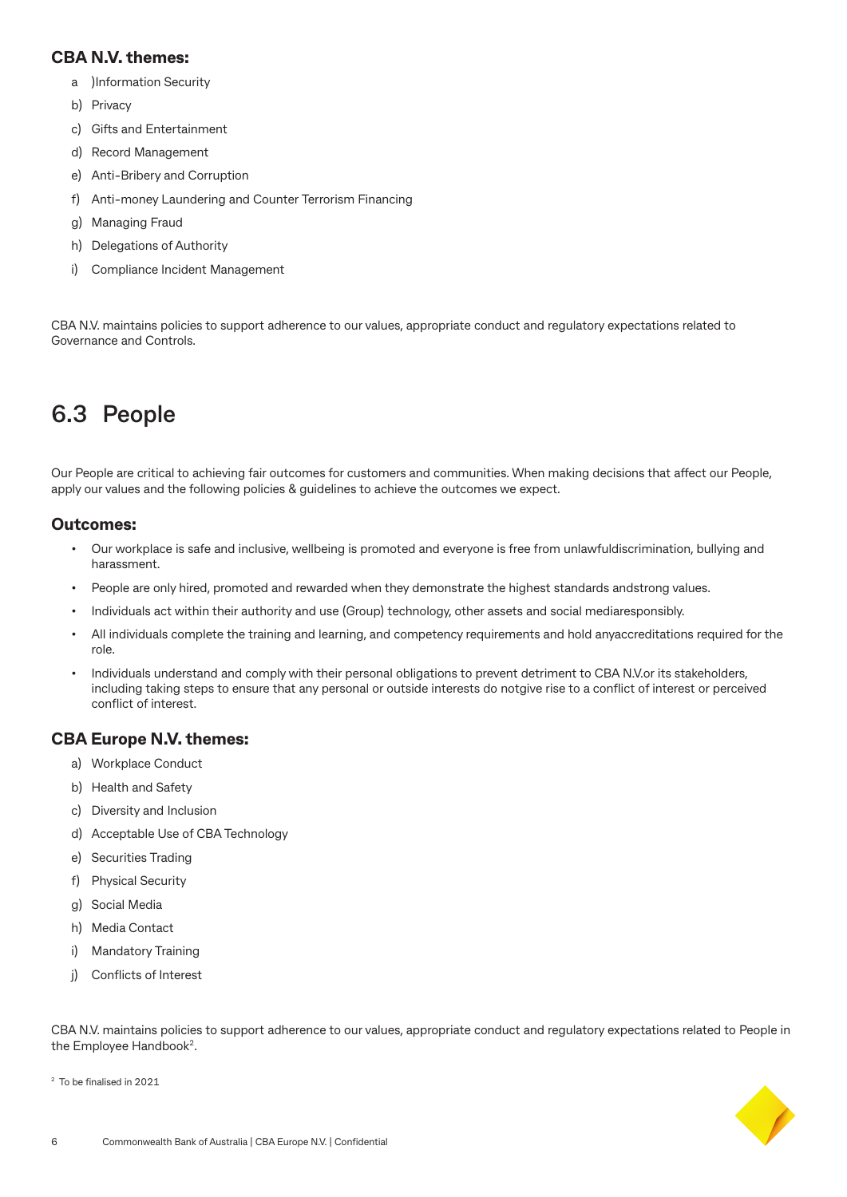### CBA N.V. themes:

a )Information Security
b) Privacy
c) Gifts and Entertainment
d) Record Management
e) Anti-Bribery and Corruption
f) Anti-money Laundering and Counter Terrorism Financing
g) Managing Fraud
h) Delegations of Authority
i) Compliance Incident Management

CBA N.V. maintains policies to support adherence to our values, appropriate conduct and regulatory expectations related to Governance and Controls.

## 6.3 People

Our People are critical to achieving fair outcomes for customers and communities. When making decisions that affect our People, apply our values and the following policies & guidelines to achieve the outcomes we expect.

### Outcomes:

- Our workplace is safe and inclusive, wellbeing is promoted and everyone is free from unlawfuldiscrimination, bullying and harassment.
- People are only hired, promoted and rewarded when they demonstrate the highest standards andstrong values.
- Individuals act within their authority and use (Group) technology, other assets and social mediaresponsibly.
- All individuals complete the training and learning, and competency requirements and hold anyaccreditations required for the role.
- Individuals understand and comply with their personal obligations to prevent detriment to CBA N.V.or its stakeholders, including taking steps to ensure that any personal or outside interests do notgive rise to a conflict of interest or perceived conflict of interest.

### CBA Europe N.V. themes:

a) Workplace Conduct
b) Health and Safety
c) Diversity and Inclusion
d) Acceptable Use of CBA Technology
e) Securities Trading
f) Physical Security
g) Social Media
h) Media Contact
i) Mandatory Training
j) Conflicts of Interest

CBA N.V. maintains policies to support adherence to our values, appropriate conduct and regulatory expectations related to People in the Employee Handbook[2].

[2] To be finalised in 2021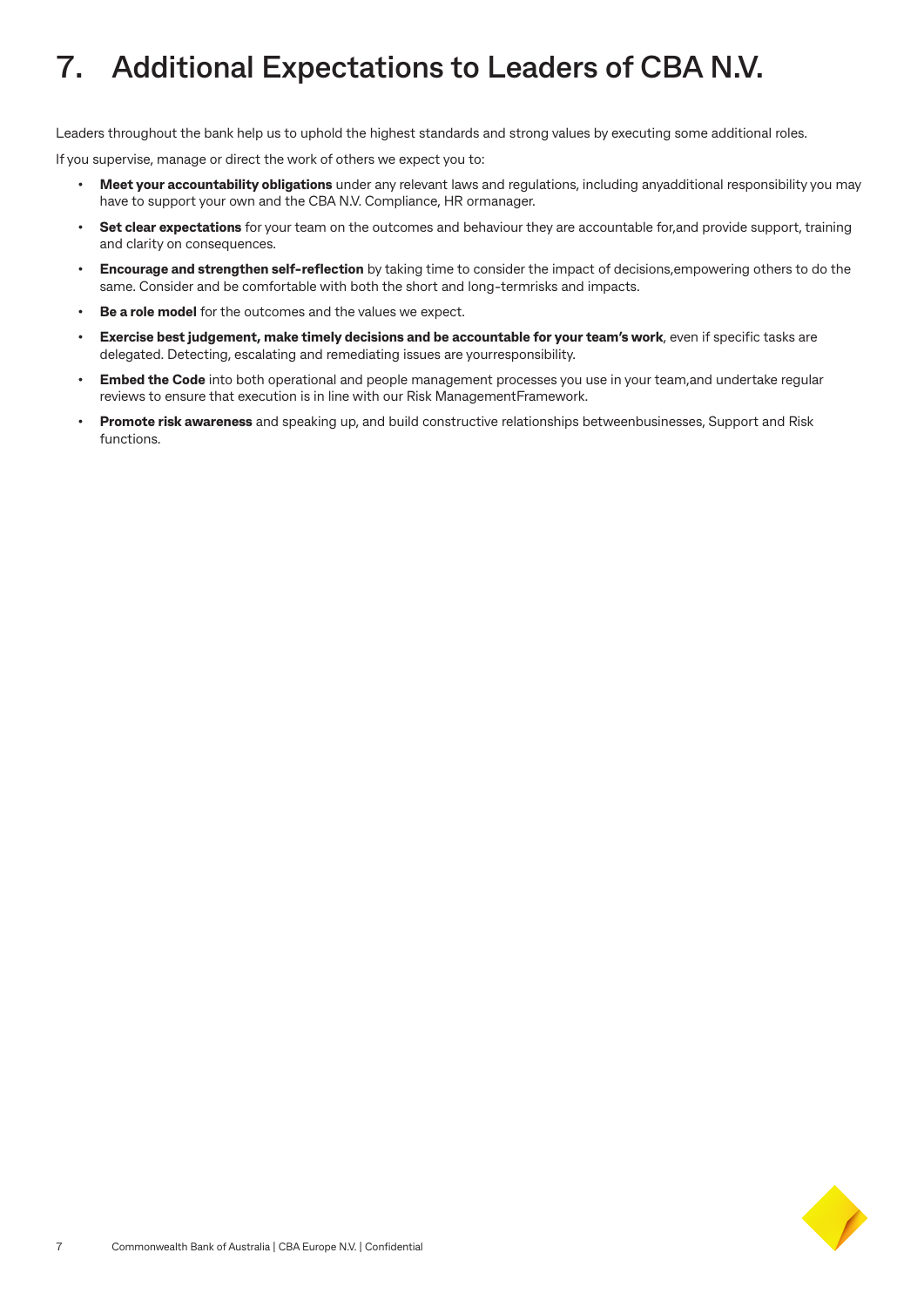# 7. Additional Expectations to Leaders of CBA N.V.

Leaders throughout the bank help us to uphold the highest standards and strong values by executing some additional roles.

If you supervise, manage or direct the work of others we expect you to:

- **Meet your accountability obligations** under any relevant laws and regulations, including anyadditional responsibility you may have to support your own and the CBA N.V. Compliance, HR ormanager.
- **Set clear expectations** for your team on the outcomes and behaviour they are accountable for,and provide support, training and clarity on consequences.
- **Encourage and strengthen self-reflection** by taking time to consider the impact of decisions,empowering others to do the same. Consider and be comfortable with both the short and long-termrisks and impacts.
- **Be a role model** for the outcomes and the values we expect.
- **Exercise best judgement, make timely decisions and be accountable for your team's work**, even if specific tasks are delegated. Detecting, escalating and remediating issues are yourresponsibility.
- **Embed the Code** into both operational and people management processes you use in your team,and undertake regular reviews to ensure that execution is in line with our Risk ManagementFramework.
- **Promote risk awareness** and speaking up, and build constructive relationships betweenbusinesses, Support and Risk functions.